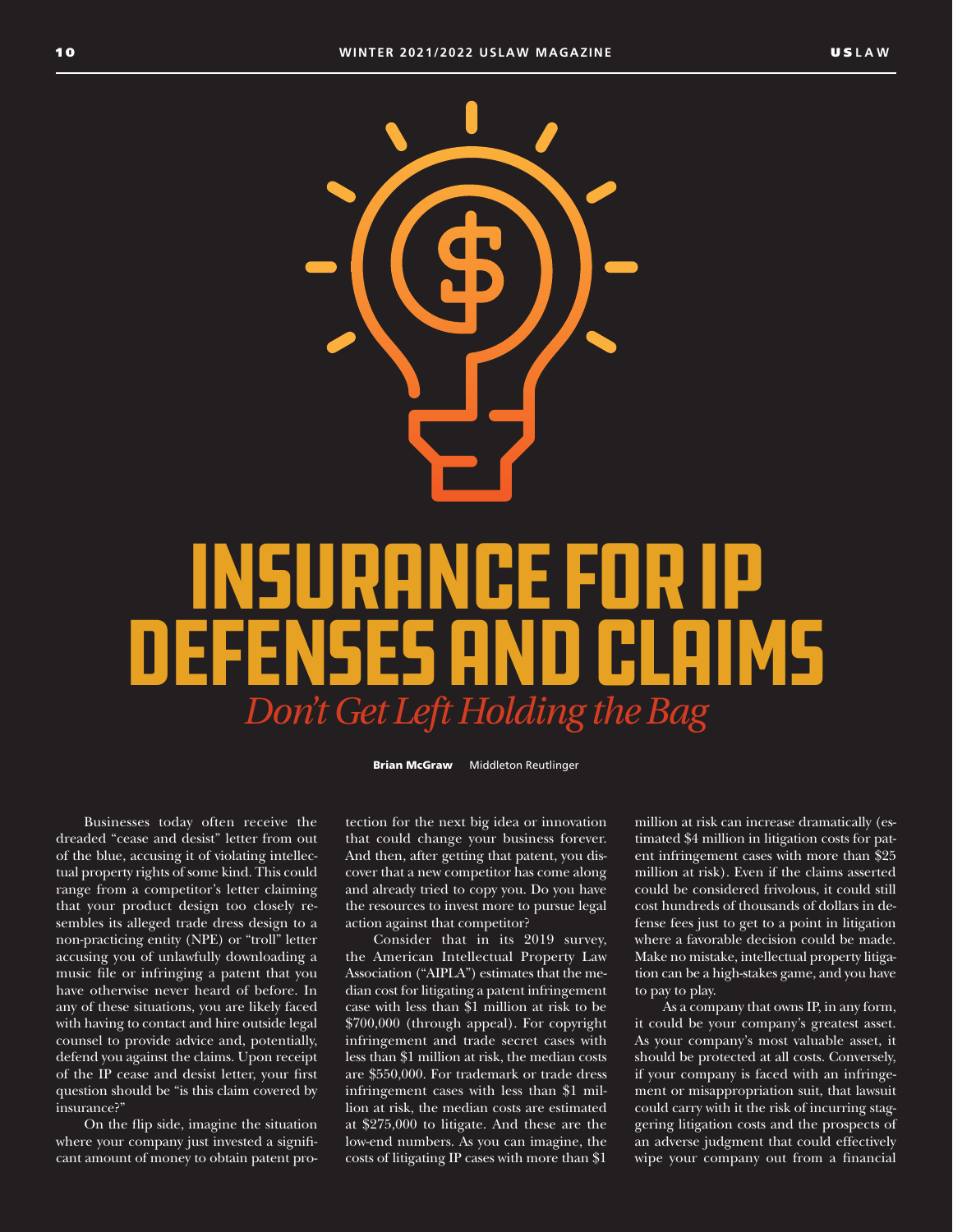# INSURANCE FOR IP DEFENSES AND CLAIMS

*Don't Get Left Holding the Bag*

**Brian McGraw** Middleton Reutlinger

Businesses today often receive the dreaded "cease and desist" letter from out of the blue, accusing it of violating intellectual property rights of some kind. This could range from a competitor's letter claiming that your product design too closely resembles its alleged trade dress design to a non-practicing entity (NPE) or "troll" letter accusing you of unlawfully downloading a music file or infringing a patent that you have otherwise never heard of before. In any of these situations, you are likely faced with having to contact and hire outside legal counsel to provide advice and, potentially, defend you against the claims. Upon receipt of the IP cease and desist letter, your first question should be "is this claim covered by insurance?"

On the flip side, imagine the situation where your company just invested a significant amount of money to obtain patent protection for the next big idea or innovation that could change your business forever. And then, after getting that patent, you discover that a new competitor has come along and already tried to copy you. Do you have the resources to invest more to pursue legal action against that competitor?

Consider that in its 2019 survey, the American Intellectual Property Law Association ("AIPLA") estimates that the median cost for litigating a patent infringement case with less than $1 million at risk to be $700,000 (through appeal). For copyright infringement and trade secret cases with less than $1 million at risk, the median costs are $550,000. For trademark or trade dress infringement cases with less than $1 million at risk, the median costs are estimated at $275,000 to litigate. And these are the low-end numbers. As you can imagine, the costs of litigating IP cases with more than $1 million at risk can increase dramatically (estimated $4 million in litigation costs for patent infringement cases with more than $25 million at risk). Even if the claims asserted could be considered frivolous, it could still cost hundreds of thousands of dollars in defense fees just to get to a point in litigation where a favorable decision could be made. Make no mistake, intellectual property litigation can be a high-stakes game, and you have to pay to play.

As a company that owns IP, in any form, it could be your company's greatest asset. As your company's most valuable asset, it should be protected at all costs. Conversely, if your company is faced with an infringement or misappropriation suit, that lawsuit could carry with it the risk of incurring staggering litigation costs and the prospects of an adverse judgment that could effectively wipe your company out from a financial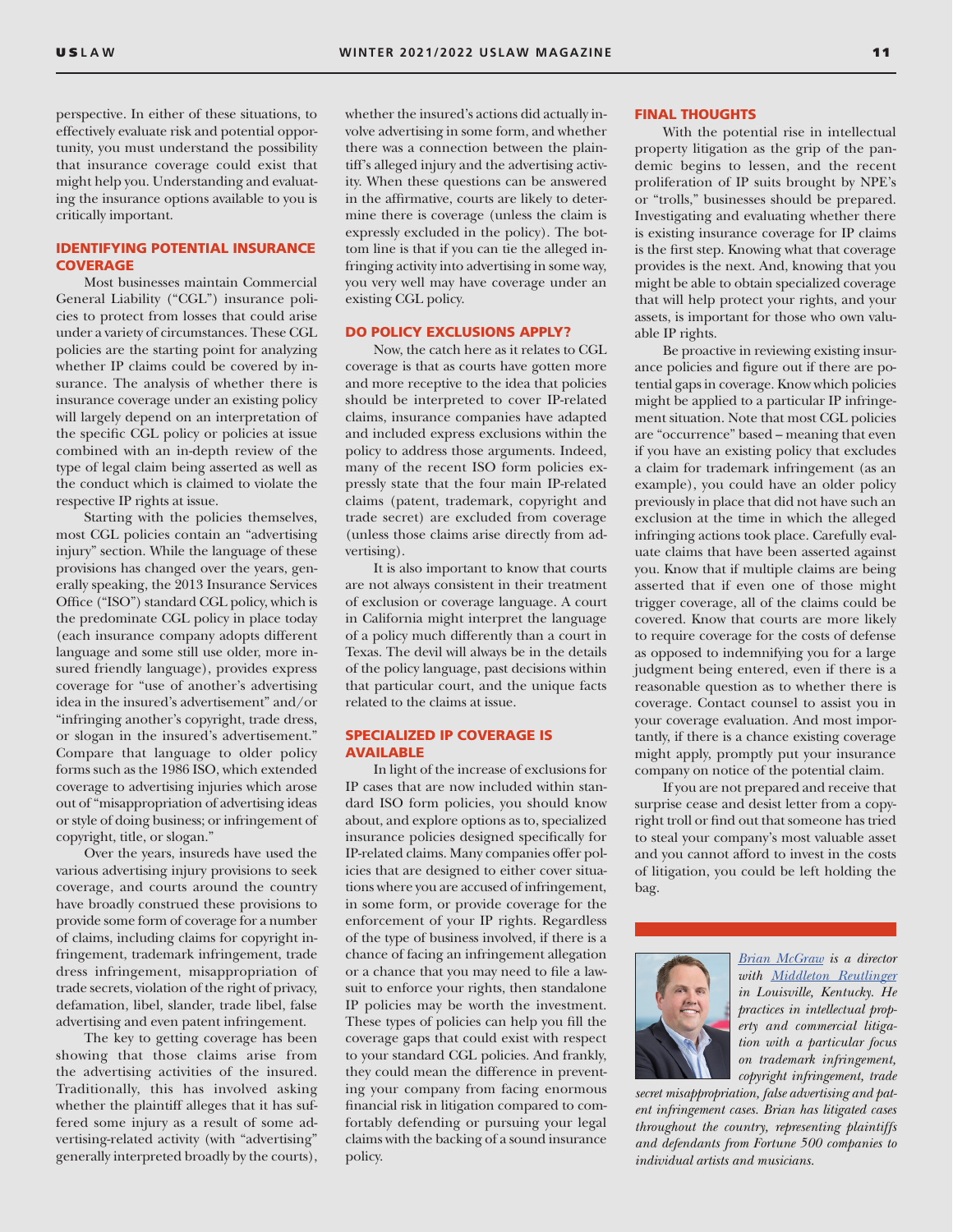perspective. In either of these situations, to effectively evaluate risk and potential opportunity, you must understand the possibility that insurance coverage could exist that might help you. Understanding and evaluating the insurance options available to you is critically important.

## IDENTIFYING POTENTIAL INSURANCE COVERAGE

Most businesses maintain Commercial General Liability ("CGL") insurance policies to protect from losses that could arise under a variety of circumstances. These CGL policies are the starting point for analyzing whether IP claims could be covered by insurance. The analysis of whether there is insurance coverage under an existing policy will largely depend on an interpretation of the specific CGL policy or policies at issue combined with an in-depth review of the type of legal claim being asserted as well as the conduct which is claimed to violate the respective IP rights at issue.

Starting with the policies themselves, most CGL policies contain an "advertising injury" section. While the language of these provisions has changed over the years, generally speaking, the 2013 Insurance Services Office ("ISO") standard CGL policy, which is the predominate CGL policy in place today (each insurance company adopts different language and some still use older, more insured friendly language), provides express coverage for "use of another's advertising idea in the insured's advertisement" and/or "infringing another's copyright, trade dress, or slogan in the insured's advertisement." Compare that language to older policy forms such as the 1986 ISO, which extended coverage to advertising injuries which arose out of "misappropriation of advertising ideas or style of doing business; or infringement of copyright, title, or slogan."

Over the years, insureds have used the various advertising injury provisions to seek coverage, and courts around the country have broadly construed these provisions to provide some form of coverage for a number of claims, including claims for copyright infringement, trademark infringement, trade dress infringement, misappropriation of trade secrets, violation of the right of privacy, defamation, libel, slander, trade libel, false advertising and even patent infringement.

The key to getting coverage has been showing that those claims arise from the advertising activities of the insured. Traditionally, this has involved asking whether the plaintiff alleges that it has suffered some injury as a result of some advertising-related activity (with "advertising" generally interpreted broadly by the courts), whether the insured's actions did actually involve advertising in some form, and whether there was a connection between the plaintiff's alleged injury and the advertising activity. When these questions can be answered in the affirmative, courts are likely to determine there is coverage (unless the claim is expressly excluded in the policy). The bottom line is that if you can tie the alleged infringing activity into advertising in some way, you very well may have coverage under an existing CGL policy.

## DO POLICY EXCLUSIONS APPLY?

Now, the catch here as it relates to CGL coverage is that as courts have gotten more and more receptive to the idea that policies should be interpreted to cover IP-related claims, insurance companies have adapted and included express exclusions within the policy to address those arguments. Indeed, many of the recent ISO form policies expressly state that the four main IP-related claims (patent, trademark, copyright and trade secret) are excluded from coverage (unless those claims arise directly from advertising).

It is also important to know that courts are not always consistent in their treatment of exclusion or coverage language. A court in California might interpret the language of a policy much differently than a court in Texas. The devil will always be in the details of the policy language, past decisions within that particular court, and the unique facts related to the claims at issue.

## SPECIALIZED IP COVERAGE IS AVAILABLE

In light of the increase of exclusions for IP cases that are now included within standard ISO form policies, you should know about, and explore options as to, specialized insurance policies designed specifically for IP-related claims. Many companies offer policies that are designed to either cover situations where you are accused of infringement, in some form, or provide coverage for the enforcement of your IP rights. Regardless of the type of business involved, if there is a chance of facing an infringement allegation or a chance that you may need to file a lawsuit to enforce your rights, then standalone IP policies may be worth the investment. These types of policies can help you fill the coverage gaps that could exist with respect to your standard CGL policies. And frankly, they could mean the difference in preventing your company from facing enormous financial risk in litigation compared to comfortably defending or pursuing your legal claims with the backing of a sound insurance policy.

## FINAL THOUGHTS

With the potential rise in intellectual property litigation as the grip of the pandemic begins to lessen, and the recent proliferation of IP suits brought by NPE's or "trolls," businesses should be prepared. Investigating and evaluating whether there is existing insurance coverage for IP claims is the first step. Knowing what that coverage provides is the next. And, knowing that you might be able to obtain specialized coverage that will help protect your rights, and your assets, is important for those who own valuable IP rights.

Be proactive in reviewing existing insurance policies and figure out if there are potential gaps in coverage. Know which policies might be applied to a particular IP infringement situation. Note that most CGL policies are "occurrence" based – meaning that even if you have an existing policy that excludes a claim for trademark infringement (as an example), you could have an older policy previously in place that did not have such an exclusion at the time in which the alleged infringing actions took place. Carefully evaluate claims that have been asserted against you. Know that if multiple claims are being asserted that if even one of those might trigger coverage, all of the claims could be covered. Know that courts are more likely to require coverage for the costs of defense as opposed to indemnifying you for a large judgment being entered, even if there is a reasonable question as to whether there is coverage. Contact counsel to assist you in your coverage evaluation. And most importantly, if there is a chance existing coverage might apply, promptly put your insurance company on notice of the potential claim.

If you are not prepared and receive that surprise cease and desist letter from a copyright troll or find out that someone has tried to steal your company's most valuable asset and you cannot afford to invest in the costs of litigation, you could be left holding the bag.

*Brian McGraw is a director with Middleton Reutlinger in Louisville, Kentucky. He practices in intellectual property and commercial litigation with a particular focus on trademark infringement, copyright infringement, trade secret misappropriation, false advertising and patent infringement cases. Brian has litigated cases throughout the country, representing plaintiffs and defendants from Fortune 500 companies to individual artists and musicians.*